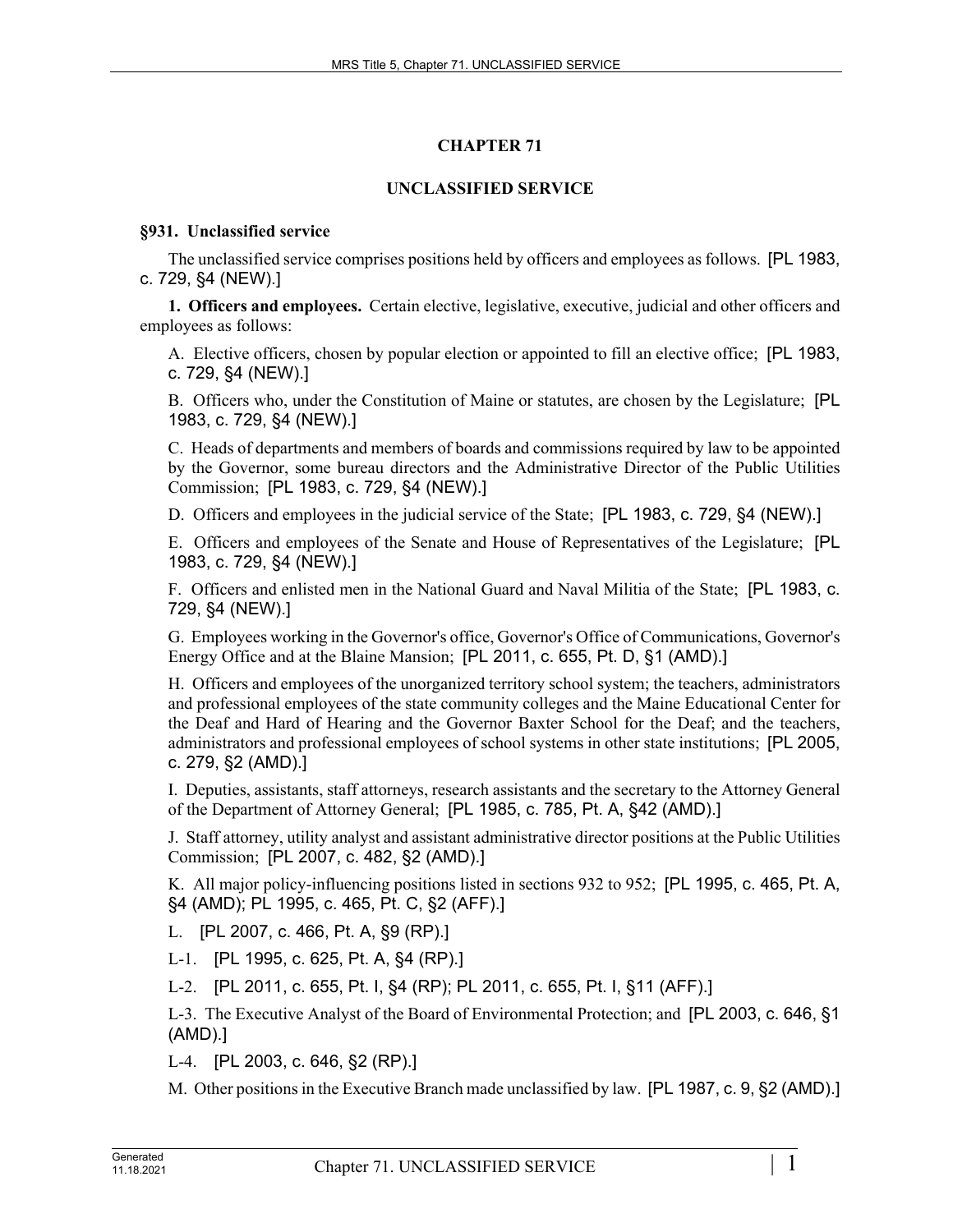# CHAPTER 71

# UNCLASSIFIED SERVICE

### §931. Unclassified service

The unclassified service comprises positions held by officers and employees as follows. [PL 1983, c. 729, §4 (NEW).]

**1. Officers and employees.** Certain elective, legislative, executive, judicial and other officers and employees as follows:

A. Elective officers, chosen by popular election or appointed to fill an elective office; [PL 1983, c. 729, §4 (NEW).]

B. Officers who, under the Constitution of Maine or statutes, are chosen by the Legislature; [PL 1983, c. 729, §4 (NEW).]

C. Heads of departments and members of boards and commissions required by law to be appointed by the Governor, some bureau directors and the Administrative Director of the Public Utilities Commission; [PL 1983, c. 729, §4 (NEW).]

D. Officers and employees in the judicial service of the State; [PL 1983, c. 729, §4 (NEW).]

E. Officers and employees of the Senate and House of Representatives of the Legislature; [PL 1983, c. 729, §4 (NEW).]

F. Officers and enlisted men in the National Guard and Naval Militia of the State; [PL 1983, c. 729, §4 (NEW).]

G. Employees working in the Governor's office, Governor's Office of Communications, Governor's Energy Office and at the Blaine Mansion; [PL 2011, c. 655, Pt. D, §1 (AMD).]

H. Officers and employees of the unorganized territory school system; the teachers, administrators and professional employees of the state community colleges and the Maine Educational Center for the Deaf and Hard of Hearing and the Governor Baxter School for the Deaf; and the teachers, administrators and professional employees of school systems in other state institutions; [PL 2005, c. 279, §2 (AMD).]

I. Deputies, assistants, staff attorneys, research assistants and the secretary to the Attorney General of the Department of Attorney General; [PL 1985, c. 785, Pt. A, §42 (AMD).]

J. Staff attorney, utility analyst and assistant administrative director positions at the Public Utilities Commission; [PL 2007, c. 482, §2 (AMD).]

K. All major policy-influencing positions listed in sections 932 to 952; [PL 1995, c. 465, Pt. A, §4 (AMD); PL 1995, c. 465, Pt. C, §2 (AFF).]

L. [PL 2007, c. 466, Pt. A, §9 (RP).]

L-1. [PL 1995, c. 625, Pt. A, §4 (RP).]

L-2. [PL 2011, c. 655, Pt. I, §4 (RP); PL 2011, c. 655, Pt. I, §11 (AFF).]

L-3. The Executive Analyst of the Board of Environmental Protection; and [PL 2003, c. 646, §1 (AMD).]

L-4. [PL 2003, c. 646, §2 (RP).]

M. Other positions in the Executive Branch made unclassified by law. [PL 1987, c. 9, §2 (AMD).]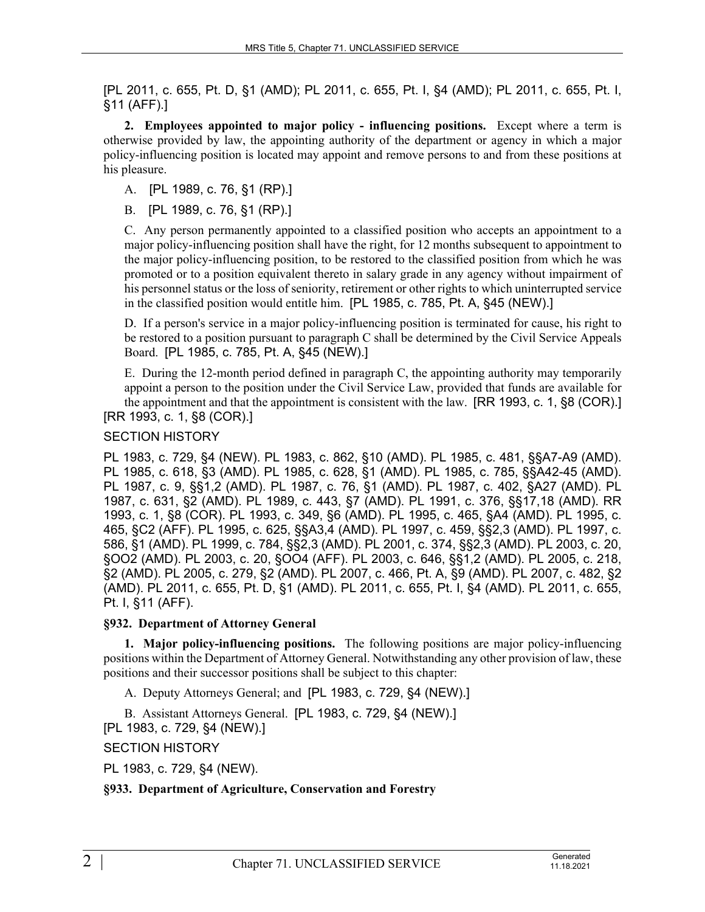[PL 2011, c. 655, Pt. D, §1 (AMD); PL 2011, c. 655, Pt. I, §4 (AMD); PL 2011, c. 655, Pt. I, §11 (AFF).]

**2. Employees appointed to major policy - influencing positions.** Except where a term is otherwise provided by law, the appointing authority of the department or agency in which a major policy-influencing position is located may appoint and remove persons to and from these positions at his pleasure.

A. [PL 1989, c. 76, §1 (RP).]

B. [PL 1989, c. 76, §1 (RP).]

C. Any person permanently appointed to a classified position who accepts an appointment to a major policy-influencing position shall have the right, for 12 months subsequent to appointment to the major policy-influencing position, to be restored to the classified position from which he was promoted or to a position equivalent thereto in salary grade in any agency without impairment of his personnel status or the loss of seniority, retirement or other rights to which uninterrupted service in the classified position would entitle him. [PL 1985, c. 785, Pt. A, §45 (NEW).]

D. If a person's service in a major policy-influencing position is terminated for cause, his right to be restored to a position pursuant to paragraph C shall be determined by the Civil Service Appeals Board. [PL 1985, c. 785, Pt. A, §45 (NEW).]

E. During the 12-month period defined in paragraph C, the appointing authority may temporarily appoint a person to the position under the Civil Service Law, provided that funds are available for the appointment and that the appointment is consistent with the law. [RR 1993, c. 1, §8 (COR).]

[RR 1993, c. 1, §8 (COR).]

SECTION HISTORY

PL 1983, c. 729, §4 (NEW). PL 1983, c. 862, §10 (AMD). PL 1985, c. 481, §§A7-A9 (AMD). PL 1985, c. 618, §3 (AMD). PL 1985, c. 628, §1 (AMD). PL 1985, c. 785, §§A42-45 (AMD). PL 1987, c. 9, §§1,2 (AMD). PL 1987, c. 76, §1 (AMD). PL 1987, c. 402, §A27 (AMD). PL 1987, c. 631, §2 (AMD). PL 1989, c. 443, §7 (AMD). PL 1991, c. 376, §§17,18 (AMD). RR 1993, c. 1, §8 (COR). PL 1993, c. 349, §6 (AMD). PL 1995, c. 465, §A4 (AMD). PL 1995, c. 465, §C2 (AFF). PL 1995, c. 625, §§A3,4 (AMD). PL 1997, c. 459, §§2,3 (AMD). PL 1997, c. 586, §1 (AMD). PL 1999, c. 784, §§2,3 (AMD). PL 2001, c. 374, §§2,3 (AMD). PL 2003, c. 20, §OO2 (AMD). PL 2003, c. 20, §OO4 (AFF). PL 2003, c. 646, §§1,2 (AMD). PL 2005, c. 218, §2 (AMD). PL 2005, c. 279, §2 (AMD). PL 2007, c. 466, Pt. A, §9 (AMD). PL 2007, c. 482, §2 (AMD). PL 2011, c. 655, Pt. D, §1 (AMD). PL 2011, c. 655, Pt. I, §4 (AMD). PL 2011, c. 655, Pt. I, §11 (AFF).

**§932. Department of Attorney General**

**1. Major policy-influencing positions.** The following positions are major policy-influencing positions within the Department of Attorney General. Notwithstanding any other provision of law, these positions and their successor positions shall be subject to this chapter:

A. Deputy Attorneys General; and [PL 1983, c. 729, §4 (NEW).]

B. Assistant Attorneys General. [PL 1983, c. 729, §4 (NEW).]

[PL 1983, c. 729, §4 (NEW).]

SECTION HISTORY

PL 1983, c. 729, §4 (NEW).

**§933. Department of Agriculture, Conservation and Forestry**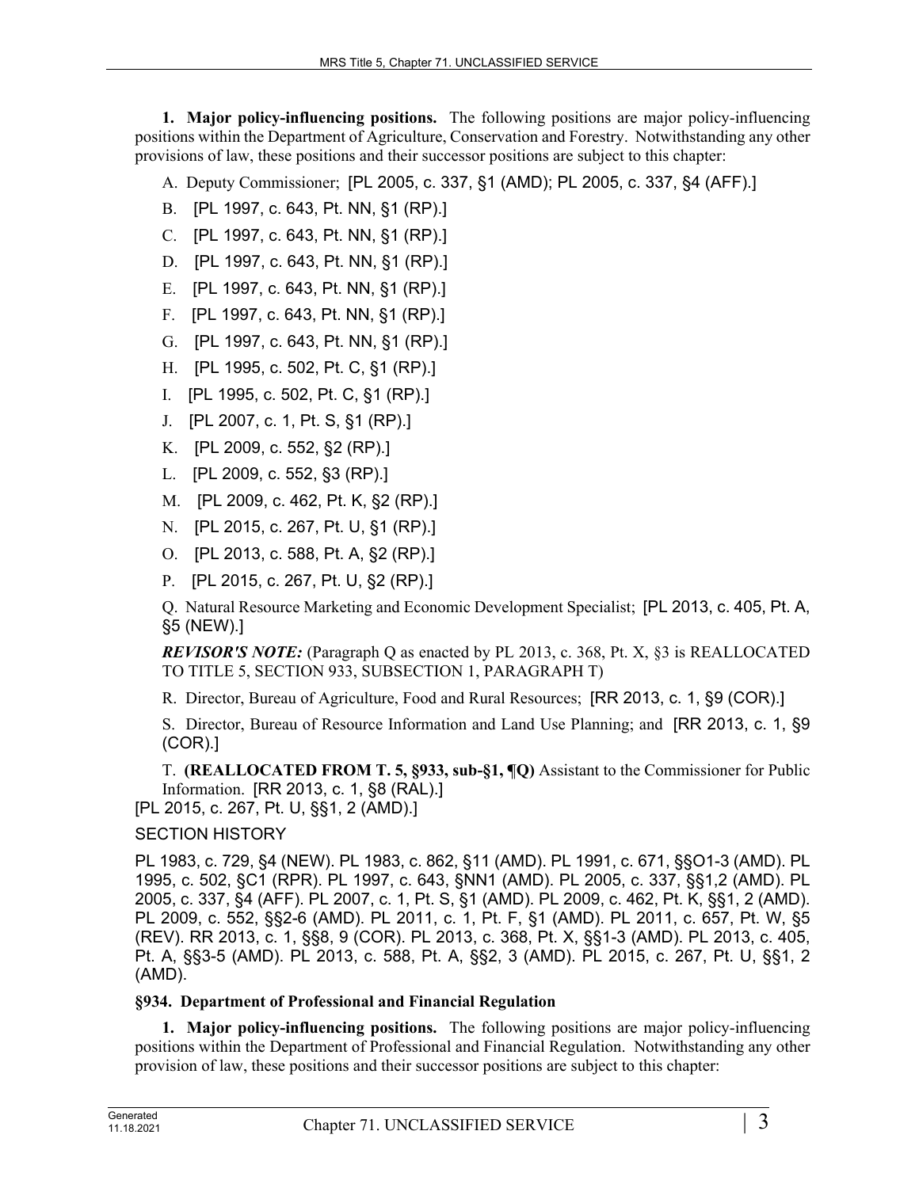**1. Major policy-influencing positions.** The following positions are major policy-influencing positions within the Department of Agriculture, Conservation and Forestry. Notwithstanding any other provisions of law, these positions and their successor positions are subject to this chapter:

A. Deputy Commissioner; [PL 2005, c. 337, §1 (AMD); PL 2005, c. 337, §4 (AFF).]

B. [PL 1997, c. 643, Pt. NN, §1 (RP).]

C. [PL 1997, c. 643, Pt. NN, §1 (RP).]

D. [PL 1997, c. 643, Pt. NN, §1 (RP).]

E. [PL 1997, c. 643, Pt. NN, §1 (RP).]

F. [PL 1997, c. 643, Pt. NN, §1 (RP).]

G. [PL 1997, c. 643, Pt. NN, §1 (RP).]

H. [PL 1995, c. 502, Pt. C, §1 (RP).]

I. [PL 1995, c. 502, Pt. C, §1 (RP).]

J. [PL 2007, c. 1, Pt. S, §1 (RP).]

K. [PL 2009, c. 552, §2 (RP).]

L. [PL 2009, c. 552, §3 (RP).]

M. [PL 2009, c. 462, Pt. K, §2 (RP).]

N. [PL 2015, c. 267, Pt. U, §1 (RP).]

O. [PL 2013, c. 588, Pt. A, §2 (RP).]

P. [PL 2015, c. 267, Pt. U, §2 (RP).]

Q. Natural Resource Marketing and Economic Development Specialist; [PL 2013, c. 405, Pt. A, §5 (NEW).]

***REVISOR'S NOTE:*** (Paragraph Q as enacted by PL 2013, c. 368, Pt. X, §3 is REALLOCATED TO TITLE 5, SECTION 933, SUBSECTION 1, PARAGRAPH T)

R. Director, Bureau of Agriculture, Food and Rural Resources; [RR 2013, c. 1, §9 (COR).]

S. Director, Bureau of Resource Information and Land Use Planning; and [RR 2013, c. 1, §9 (COR).]

T. **(REALLOCATED FROM T. 5, §933, sub-§1, ¶Q)** Assistant to the Commissioner for Public Information. [RR 2013, c. 1, §8 (RAL).]

[PL 2015, c. 267, Pt. U, §§1, 2 (AMD).]

SECTION HISTORY

PL 1983, c. 729, §4 (NEW). PL 1983, c. 862, §11 (AMD). PL 1991, c. 671, §§O1-3 (AMD). PL 1995, c. 502, §C1 (RPR). PL 1997, c. 643, §NN1 (AMD). PL 2005, c. 337, §§1,2 (AMD). PL 2005, c. 337, §4 (AFF). PL 2007, c. 1, Pt. S, §1 (AMD). PL 2009, c. 462, Pt. K, §§1, 2 (AMD). PL 2009, c. 552, §§2-6 (AMD). PL 2011, c. 1, Pt. F, §1 (AMD). PL 2011, c. 657, Pt. W, §5 (REV). RR 2013, c. 1, §§8, 9 (COR). PL 2013, c. 368, Pt. X, §§1-3 (AMD). PL 2013, c. 405, Pt. A, §§3-5 (AMD). PL 2013, c. 588, Pt. A, §§2, 3 (AMD). PL 2015, c. 267, Pt. U, §§1, 2 (AMD).

### §934. Department of Professional and Financial Regulation

**1. Major policy-influencing positions.** The following positions are major policy-influencing positions within the Department of Professional and Financial Regulation. Notwithstanding any other provision of law, these positions and their successor positions are subject to this chapter: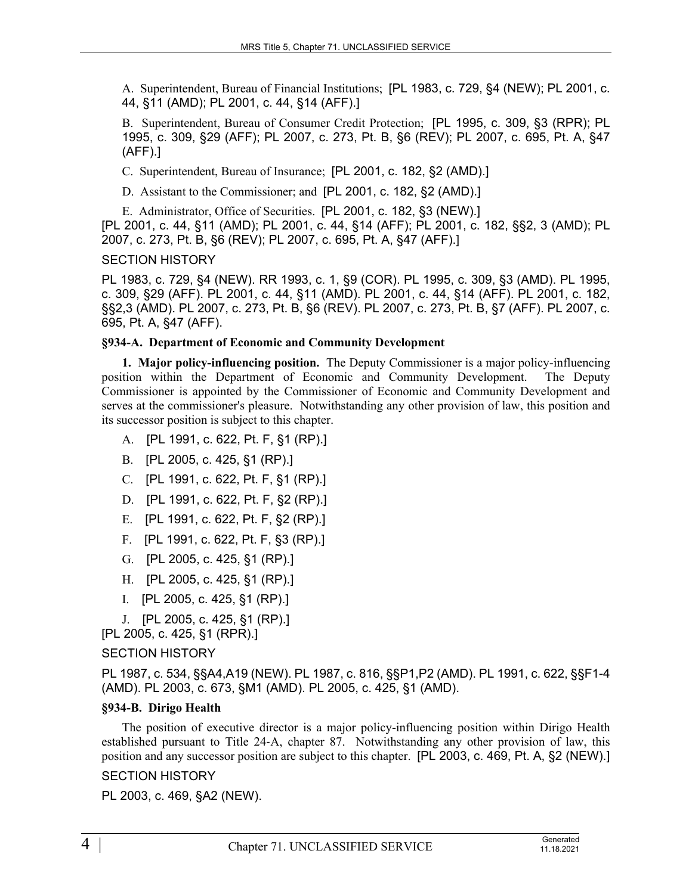A. Superintendent, Bureau of Financial Institutions; [PL 1983, c. 729, §4 (NEW); PL 2001, c. 44, §11 (AMD); PL 2001, c. 44, §14 (AFF).]

B. Superintendent, Bureau of Consumer Credit Protection; [PL 1995, c. 309, §3 (RPR); PL 1995, c. 309, §29 (AFF); PL 2007, c. 273, Pt. B, §6 (REV); PL 2007, c. 695, Pt. A, §47 (AFF).]

C. Superintendent, Bureau of Insurance; [PL 2001, c. 182, §2 (AMD).]

D. Assistant to the Commissioner; and [PL 2001, c. 182, §2 (AMD).]

E. Administrator, Office of Securities. [PL 2001, c. 182, §3 (NEW).]

[PL 2001, c. 44, §11 (AMD); PL 2001, c. 44, §14 (AFF); PL 2001, c. 182, §§2, 3 (AMD); PL 2007, c. 273, Pt. B, §6 (REV); PL 2007, c. 695, Pt. A, §47 (AFF).]

SECTION HISTORY

PL 1983, c. 729, §4 (NEW). RR 1993, c. 1, §9 (COR). PL 1995, c. 309, §3 (AMD). PL 1995, c. 309, §29 (AFF). PL 2001, c. 44, §11 (AMD). PL 2001, c. 44, §14 (AFF). PL 2001, c. 182, §§2,3 (AMD). PL 2007, c. 273, Pt. B, §6 (REV). PL 2007, c. 273, Pt. B, §7 (AFF). PL 2007, c. 695, Pt. A, §47 (AFF).

### §934-A. Department of Economic and Community Development

**1. Major policy-influencing position.** The Deputy Commissioner is a major policy-influencing position within the Department of Economic and Community Development. The Deputy Commissioner is appointed by the Commissioner of Economic and Community Development and serves at the commissioner's pleasure. Notwithstanding any other provision of law, this position and its successor position is subject to this chapter.

A. [PL 1991, c. 622, Pt. F, §1 (RP).]

B. [PL 2005, c. 425, §1 (RP).]

C. [PL 1991, c. 622, Pt. F, §1 (RP).]

D. [PL 1991, c. 622, Pt. F, §2 (RP).]

E. [PL 1991, c. 622, Pt. F, §2 (RP).]

F. [PL 1991, c. 622, Pt. F, §3 (RP).]

G. [PL 2005, c. 425, §1 (RP).]

H. [PL 2005, c. 425, §1 (RP).]

I. [PL 2005, c. 425, §1 (RP).]

J. [PL 2005, c. 425, §1 (RP).]

[PL 2005, c. 425, §1 (RPR).]

SECTION HISTORY

PL 1987, c. 534, §§A4,A19 (NEW). PL 1987, c. 816, §§P1,P2 (AMD). PL 1991, c. 622, §§F1-4 (AMD). PL 2003, c. 673, §M1 (AMD). PL 2005, c. 425, §1 (AMD).

### §934-B. Dirigo Health

The position of executive director is a major policy-influencing position within Dirigo Health established pursuant to Title 24-A, chapter 87. Notwithstanding any other provision of law, this position and any successor position are subject to this chapter. [PL 2003, c. 469, Pt. A, §2 (NEW).]

SECTION HISTORY

PL 2003, c. 469, §A2 (NEW).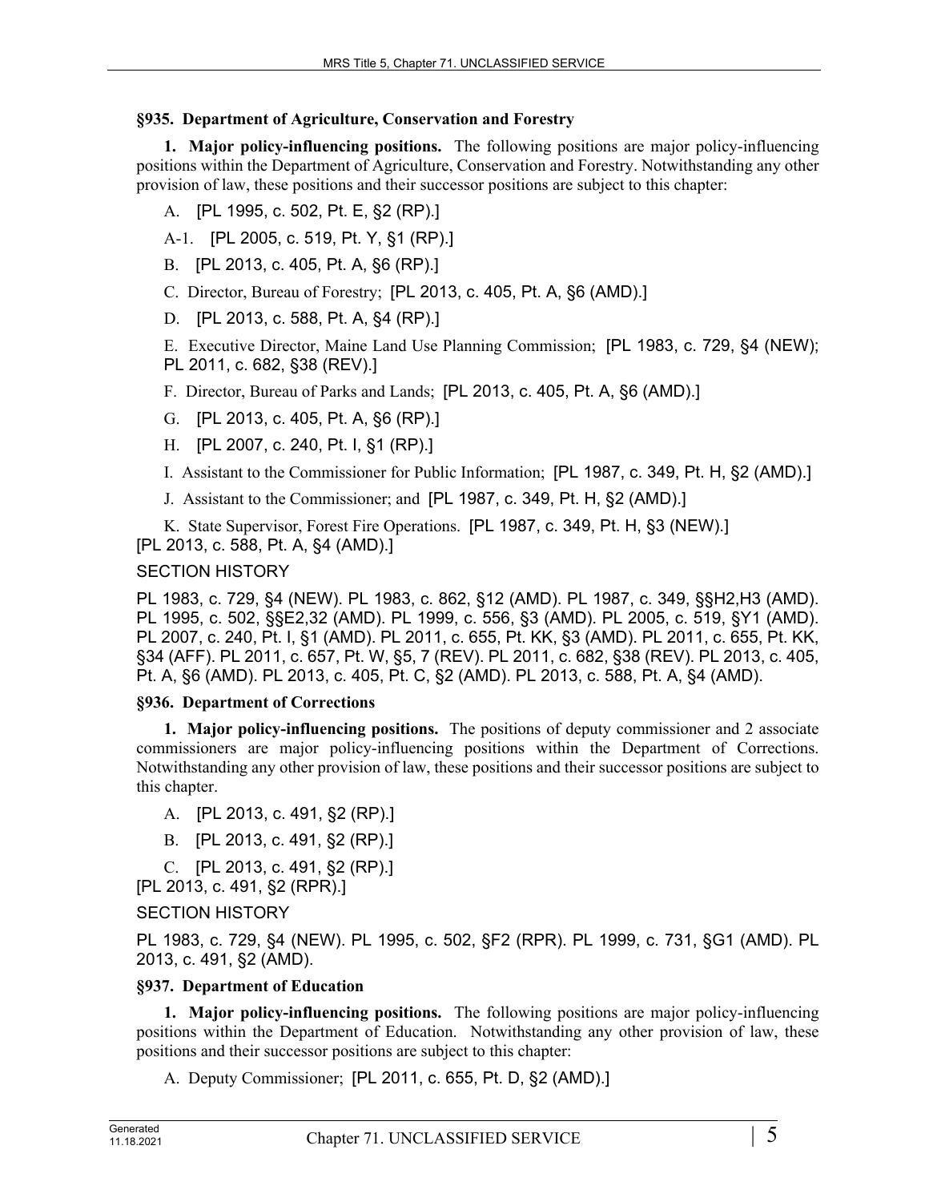**§935. Department of Agriculture, Conservation and Forestry**

**1. Major policy-influencing positions.** The following positions are major policy-influencing positions within the Department of Agriculture, Conservation and Forestry. Notwithstanding any other provision of law, these positions and their successor positions are subject to this chapter:

A. [PL 1995, c. 502, Pt. E, §2 (RP).]

A-1. [PL 2005, c. 519, Pt. Y, §1 (RP).]

B. [PL 2013, c. 405, Pt. A, §6 (RP).]

C. Director, Bureau of Forestry; [PL 2013, c. 405, Pt. A, §6 (AMD).]

D. [PL 2013, c. 588, Pt. A, §4 (RP).]

E. Executive Director, Maine Land Use Planning Commission; [PL 1983, c. 729, §4 (NEW); PL 2011, c. 682, §38 (REV).]

F. Director, Bureau of Parks and Lands; [PL 2013, c. 405, Pt. A, §6 (AMD).]

G. [PL 2013, c. 405, Pt. A, §6 (RP).]

H. [PL 2007, c. 240, Pt. I, §1 (RP).]

I. Assistant to the Commissioner for Public Information; [PL 1987, c. 349, Pt. H, §2 (AMD).]

J. Assistant to the Commissioner; and [PL 1987, c. 349, Pt. H, §2 (AMD).]

K. State Supervisor, Forest Fire Operations. [PL 1987, c. 349, Pt. H, §3 (NEW).]

[PL 2013, c. 588, Pt. A, §4 (AMD).]

SECTION HISTORY

PL 1983, c. 729, §4 (NEW). PL 1983, c. 862, §12 (AMD). PL 1987, c. 349, §§H2,H3 (AMD). PL 1995, c. 502, §§E2,32 (AMD). PL 1999, c. 556, §3 (AMD). PL 2005, c. 519, §Y1 (AMD). PL 2007, c. 240, Pt. I, §1 (AMD). PL 2011, c. 655, Pt. KK, §3 (AMD). PL 2011, c. 655, Pt. KK, §34 (AFF). PL 2011, c. 657, Pt. W, §5, 7 (REV). PL 2011, c. 682, §38 (REV). PL 2013, c. 405, Pt. A, §6 (AMD). PL 2013, c. 405, Pt. C, §2 (AMD). PL 2013, c. 588, Pt. A, §4 (AMD).

**§936. Department of Corrections**

**1. Major policy-influencing positions.** The positions of deputy commissioner and 2 associate commissioners are major policy-influencing positions within the Department of Corrections. Notwithstanding any other provision of law, these positions and their successor positions are subject to this chapter.

A. [PL 2013, c. 491, §2 (RP).]

B. [PL 2013, c. 491, §2 (RP).]

C. [PL 2013, c. 491, §2 (RP).]

[PL 2013, c. 491, §2 (RPR).]

SECTION HISTORY

PL 1983, c. 729, §4 (NEW). PL 1995, c. 502, §F2 (RPR). PL 1999, c. 731, §G1 (AMD). PL 2013, c. 491, §2 (AMD).

**§937. Department of Education**

**1. Major policy-influencing positions.** The following positions are major policy-influencing positions within the Department of Education. Notwithstanding any other provision of law, these positions and their successor positions are subject to this chapter:

A. Deputy Commissioner; [PL 2011, c. 655, Pt. D, §2 (AMD).]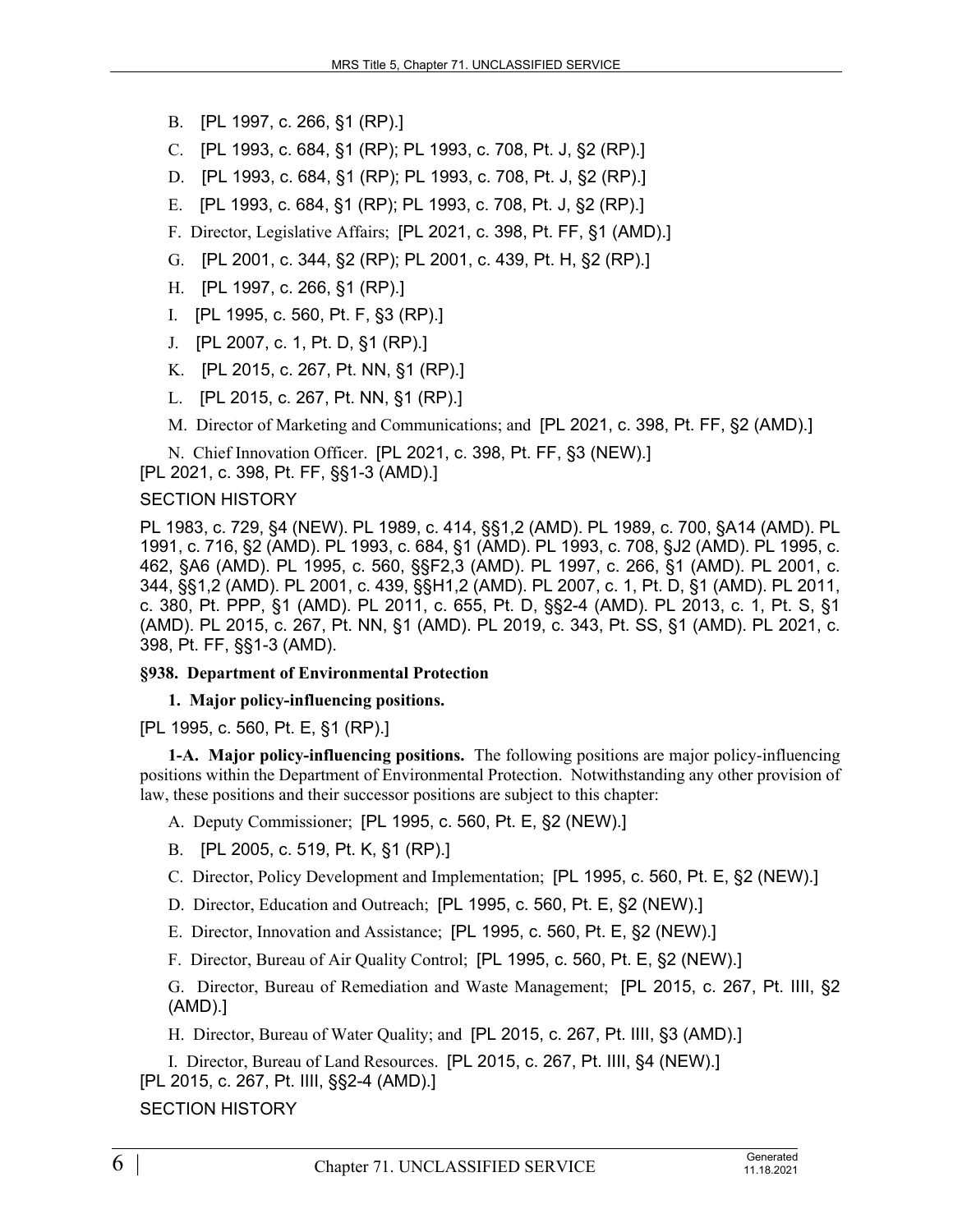B. [PL 1997, c. 266, §1 (RP).]

C. [PL 1993, c. 684, §1 (RP); PL 1993, c. 708, Pt. J, §2 (RP).]

D. [PL 1993, c. 684, §1 (RP); PL 1993, c. 708, Pt. J, §2 (RP).]

E. [PL 1993, c. 684, §1 (RP); PL 1993, c. 708, Pt. J, §2 (RP).]

F. Director, Legislative Affairs; [PL 2021, c. 398, Pt. FF, §1 (AMD).]

G. [PL 2001, c. 344, §2 (RP); PL 2001, c. 439, Pt. H, §2 (RP).]

H. [PL 1997, c. 266, §1 (RP).]

I. [PL 1995, c. 560, Pt. F, §3 (RP).]

J. [PL 2007, c. 1, Pt. D, §1 (RP).]

K. [PL 2015, c. 267, Pt. NN, §1 (RP).]

L. [PL 2015, c. 267, Pt. NN, §1 (RP).]

M. Director of Marketing and Communications; and [PL 2021, c. 398, Pt. FF, §2 (AMD).]

N. Chief Innovation Officer. [PL 2021, c. 398, Pt. FF, §3 (NEW).]

[PL 2021, c. 398, Pt. FF, §§1-3 (AMD).]

SECTION HISTORY

PL 1983, c. 729, §4 (NEW). PL 1989, c. 414, §§1,2 (AMD). PL 1989, c. 700, §A14 (AMD). PL 1991, c. 716, §2 (AMD). PL 1993, c. 684, §1 (AMD). PL 1993, c. 708, §J2 (AMD). PL 1995, c. 462, §A6 (AMD). PL 1995, c. 560, §§F2,3 (AMD). PL 1997, c. 266, §1 (AMD). PL 2001, c. 344, §§1,2 (AMD). PL 2001, c. 439, §§H1,2 (AMD). PL 2007, c. 1, Pt. D, §1 (AMD). PL 2011, c. 380, Pt. PPP, §1 (AMD). PL 2011, c. 655, Pt. D, §§2-4 (AMD). PL 2013, c. 1, Pt. S, §1 (AMD). PL 2015, c. 267, Pt. NN, §1 (AMD). PL 2019, c. 343, Pt. SS, §1 (AMD). PL 2021, c. 398, Pt. FF, §§1-3 (AMD).

**§938. Department of Environmental Protection**

**1. Major policy-influencing positions.**

[PL 1995, c. 560, Pt. E, §1 (RP).]

**1-A. Major policy-influencing positions.** The following positions are major policy-influencing positions within the Department of Environmental Protection. Notwithstanding any other provision of law, these positions and their successor positions are subject to this chapter:

A. Deputy Commissioner; [PL 1995, c. 560, Pt. E, §2 (NEW).]

B. [PL 2005, c. 519, Pt. K, §1 (RP).]

C. Director, Policy Development and Implementation; [PL 1995, c. 560, Pt. E, §2 (NEW).]

D. Director, Education and Outreach; [PL 1995, c. 560, Pt. E, §2 (NEW).]

E. Director, Innovation and Assistance; [PL 1995, c. 560, Pt. E, §2 (NEW).]

F. Director, Bureau of Air Quality Control; [PL 1995, c. 560, Pt. E, §2 (NEW).]

G. Director, Bureau of Remediation and Waste Management; [PL 2015, c. 267, Pt. IIII, §2 (AMD).]

H. Director, Bureau of Water Quality; and [PL 2015, c. 267, Pt. IIII, §3 (AMD).]

I. Director, Bureau of Land Resources. [PL 2015, c. 267, Pt. IIII, §4 (NEW).]

[PL 2015, c. 267, Pt. IIII, §§2-4 (AMD).]

SECTION HISTORY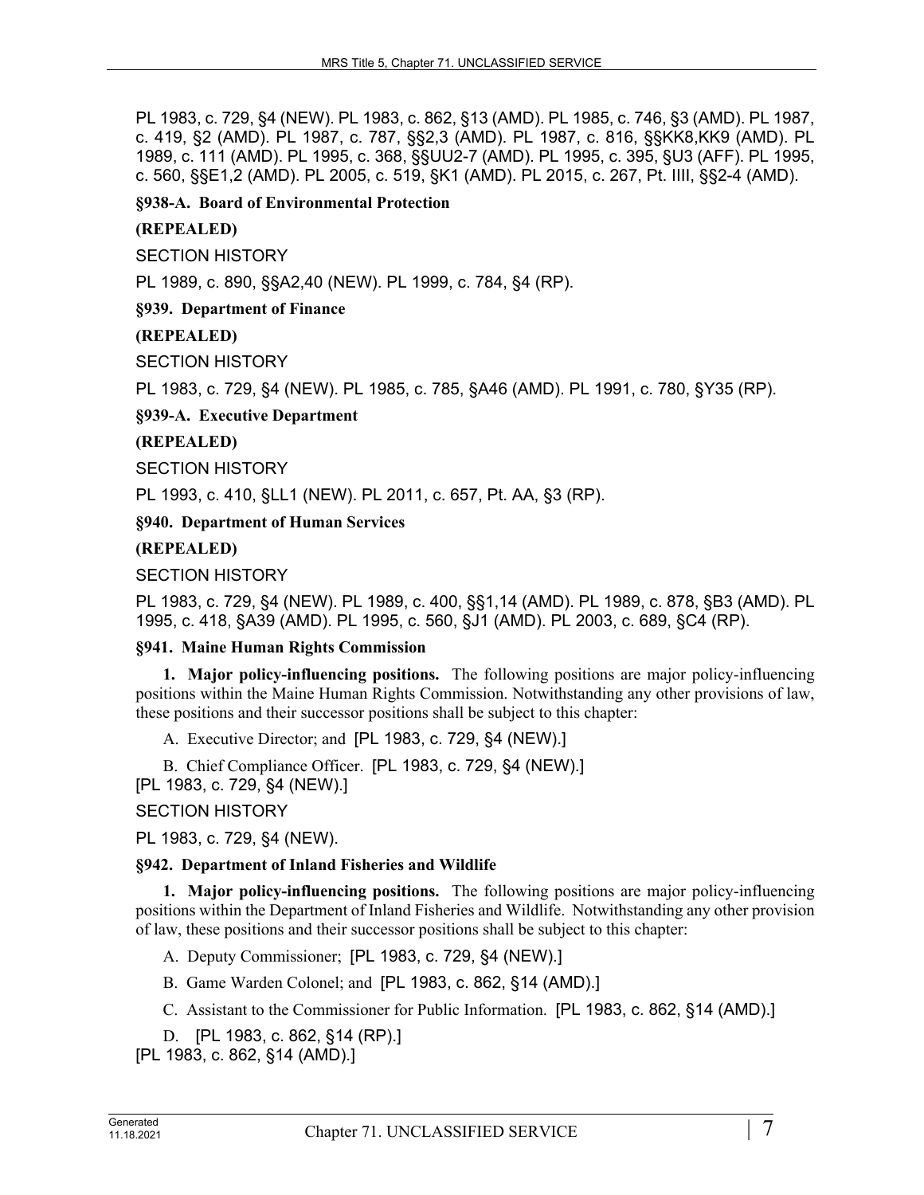PL 1983, c. 729, §4 (NEW). PL 1983, c. 862, §13 (AMD). PL 1985, c. 746, §3 (AMD). PL 1987, c. 419, §2 (AMD). PL 1987, c. 787, §§2,3 (AMD). PL 1987, c. 816, §§KK8,KK9 (AMD). PL 1989, c. 111 (AMD). PL 1995, c. 368, §§UU2-7 (AMD). PL 1995, c. 395, §U3 (AFF). PL 1995, c. 560, §§E1,2 (AMD). PL 2005, c. 519, §K1 (AMD). PL 2015, c. 267, Pt. IIII, §§2-4 (AMD).

**§938-A. Board of Environmental Protection**

**(REPEALED)**

SECTION HISTORY

PL 1989, c. 890, §§A2,40 (NEW). PL 1999, c. 784, §4 (RP).

**§939. Department of Finance**

**(REPEALED)**

SECTION HISTORY

PL 1983, c. 729, §4 (NEW). PL 1985, c. 785, §A46 (AMD). PL 1991, c. 780, §Y35 (RP).

**§939-A. Executive Department**

**(REPEALED)**

SECTION HISTORY

PL 1993, c. 410, §LL1 (NEW). PL 2011, c. 657, Pt. AA, §3 (RP).

**§940. Department of Human Services**

**(REPEALED)**

SECTION HISTORY

PL 1983, c. 729, §4 (NEW). PL 1989, c. 400, §§1,14 (AMD). PL 1989, c. 878, §B3 (AMD). PL 1995, c. 418, §A39 (AMD). PL 1995, c. 560, §J1 (AMD). PL 2003, c. 689, §C4 (RP).

**§941. Maine Human Rights Commission**

**1. Major policy-influencing positions.** The following positions are major policy-influencing positions within the Maine Human Rights Commission. Notwithstanding any other provisions of law, these positions and their successor positions shall be subject to this chapter:

A. Executive Director; and [PL 1983, c. 729, §4 (NEW).]

B. Chief Compliance Officer. [PL 1983, c. 729, §4 (NEW).]

[PL 1983, c. 729, §4 (NEW).]

SECTION HISTORY

PL 1983, c. 729, §4 (NEW).

**§942. Department of Inland Fisheries and Wildlife**

**1. Major policy-influencing positions.** The following positions are major policy-influencing positions within the Department of Inland Fisheries and Wildlife. Notwithstanding any other provision of law, these positions and their successor positions shall be subject to this chapter:

A. Deputy Commissioner; [PL 1983, c. 729, §4 (NEW).]

B. Game Warden Colonel; and [PL 1983, c. 862, §14 (AMD).]

C. Assistant to the Commissioner for Public Information. [PL 1983, c. 862, §14 (AMD).]

D. [PL 1983, c. 862, §14 (RP).]

[PL 1983, c. 862, §14 (AMD).]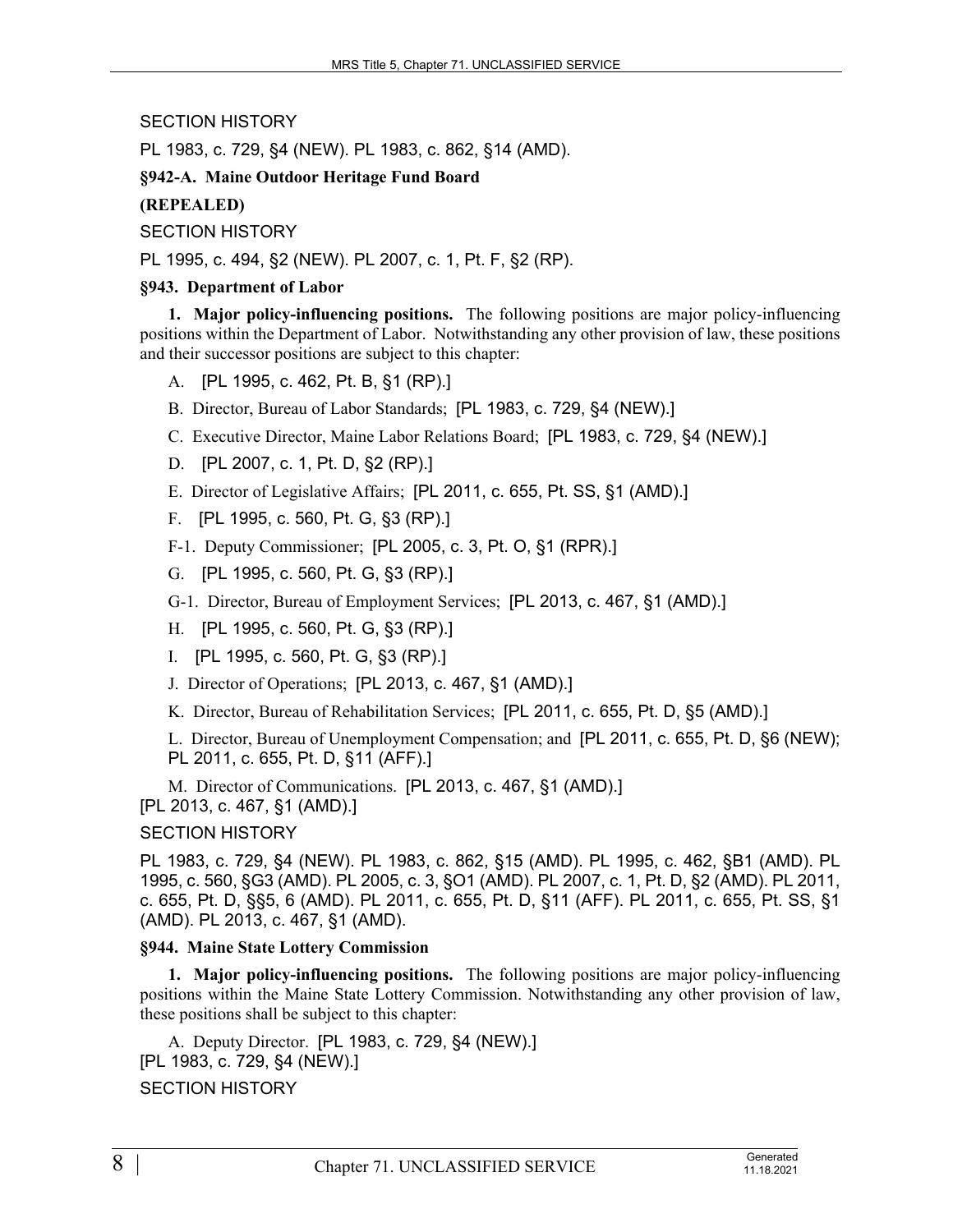SECTION HISTORY

PL 1983, c. 729, §4 (NEW). PL 1983, c. 862, §14 (AMD).

**§942-A. Maine Outdoor Heritage Fund Board**

**(REPEALED)**

SECTION HISTORY

PL 1995, c. 494, §2 (NEW). PL 2007, c. 1, Pt. F, §2 (RP).

**§943. Department of Labor**

**1. Major policy-influencing positions.** The following positions are major policy-influencing positions within the Department of Labor. Notwithstanding any other provision of law, these positions and their successor positions are subject to this chapter:

A. [PL 1995, c. 462, Pt. B, §1 (RP).]

B. Director, Bureau of Labor Standards; [PL 1983, c. 729, §4 (NEW).]

C. Executive Director, Maine Labor Relations Board; [PL 1983, c. 729, §4 (NEW).]

D. [PL 2007, c. 1, Pt. D, §2 (RP).]

E. Director of Legislative Affairs; [PL 2011, c. 655, Pt. SS, §1 (AMD).]

F. [PL 1995, c. 560, Pt. G, §3 (RP).]

F-1. Deputy Commissioner; [PL 2005, c. 3, Pt. O, §1 (RPR).]

G. [PL 1995, c. 560, Pt. G, §3 (RP).]

G-1. Director, Bureau of Employment Services; [PL 2013, c. 467, §1 (AMD).]

H. [PL 1995, c. 560, Pt. G, §3 (RP).]

I. [PL 1995, c. 560, Pt. G, §3 (RP).]

J. Director of Operations; [PL 2013, c. 467, §1 (AMD).]

K. Director, Bureau of Rehabilitation Services; [PL 2011, c. 655, Pt. D, §5 (AMD).]

L. Director, Bureau of Unemployment Compensation; and [PL 2011, c. 655, Pt. D, §6 (NEW); PL 2011, c. 655, Pt. D, §11 (AFF).]

M. Director of Communications. [PL 2013, c. 467, §1 (AMD).]

[PL 2013, c. 467, §1 (AMD).]

SECTION HISTORY

PL 1983, c. 729, §4 (NEW). PL 1983, c. 862, §15 (AMD). PL 1995, c. 462, §B1 (AMD). PL 1995, c. 560, §G3 (AMD). PL 2005, c. 3, §O1 (AMD). PL 2007, c. 1, Pt. D, §2 (AMD). PL 2011, c. 655, Pt. D, §§5, 6 (AMD). PL 2011, c. 655, Pt. D, §11 (AFF). PL 2011, c. 655, Pt. SS, §1 (AMD). PL 2013, c. 467, §1 (AMD).

**§944. Maine State Lottery Commission**

**1. Major policy-influencing positions.** The following positions are major policy-influencing positions within the Maine State Lottery Commission. Notwithstanding any other provision of law, these positions shall be subject to this chapter:

A. Deputy Director. [PL 1983, c. 729, §4 (NEW).]

[PL 1983, c. 729, §4 (NEW).]

SECTION HISTORY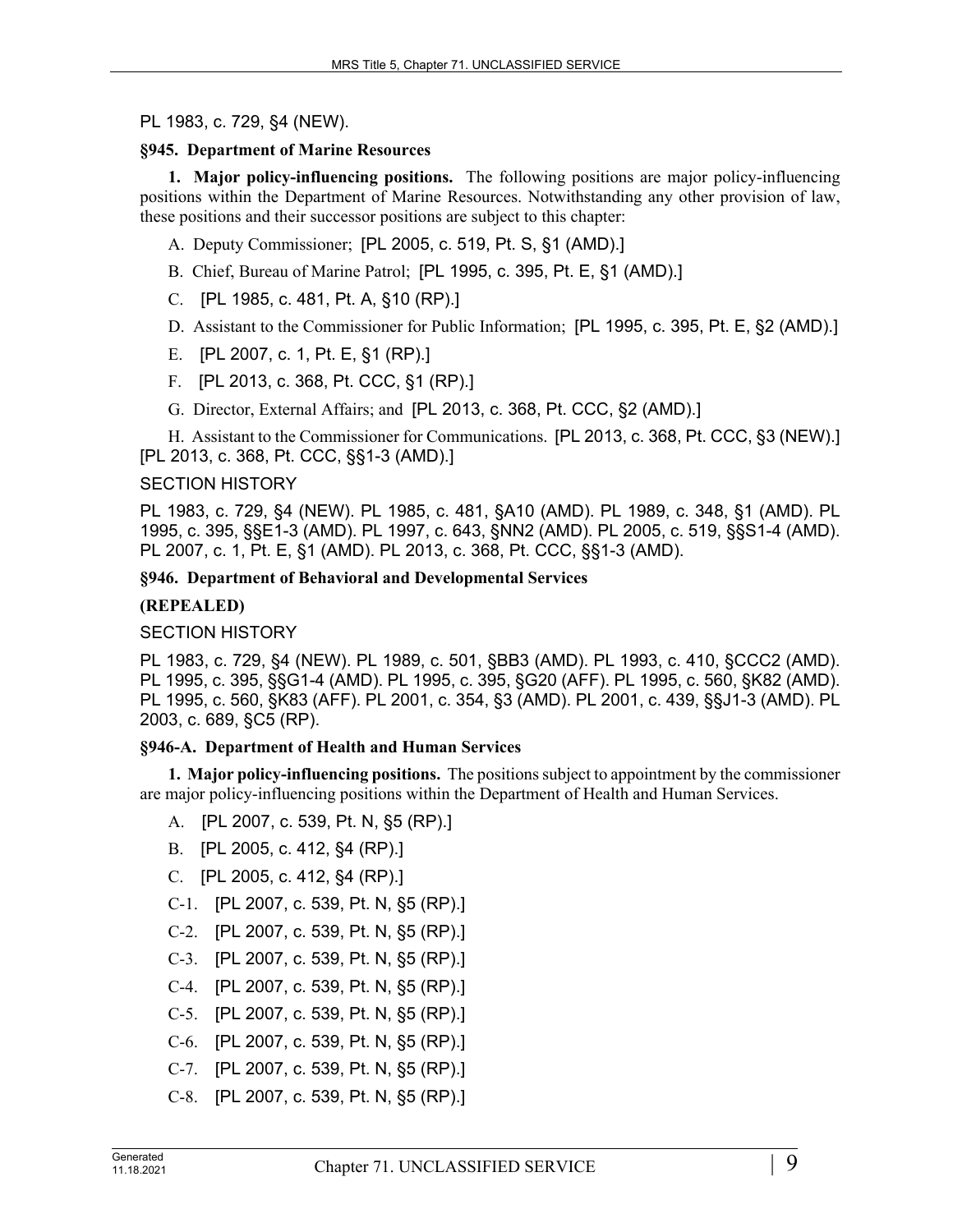PL 1983, c. 729, §4 (NEW).

**§945. Department of Marine Resources**

**1. Major policy-influencing positions.** The following positions are major policy-influencing positions within the Department of Marine Resources. Notwithstanding any other provision of law, these positions and their successor positions are subject to this chapter:

A. Deputy Commissioner; [PL 2005, c. 519, Pt. S, §1 (AMD).]

B. Chief, Bureau of Marine Patrol; [PL 1995, c. 395, Pt. E, §1 (AMD).]

C. [PL 1985, c. 481, Pt. A, §10 (RP).]

D. Assistant to the Commissioner for Public Information; [PL 1995, c. 395, Pt. E, §2 (AMD).]

E. [PL 2007, c. 1, Pt. E, §1 (RP).]

F. [PL 2013, c. 368, Pt. CCC, §1 (RP).]

G. Director, External Affairs; and [PL 2013, c. 368, Pt. CCC, §2 (AMD).]

H. Assistant to the Commissioner for Communications. [PL 2013, c. 368, Pt. CCC, §3 (NEW).]

[PL 2013, c. 368, Pt. CCC, §§1-3 (AMD).]

SECTION HISTORY

PL 1983, c. 729, §4 (NEW). PL 1985, c. 481, §A10 (AMD). PL 1989, c. 348, §1 (AMD). PL 1995, c. 395, §§E1-3 (AMD). PL 1997, c. 643, §NN2 (AMD). PL 2005, c. 519, §§S1-4 (AMD). PL 2007, c. 1, Pt. E, §1 (AMD). PL 2013, c. 368, Pt. CCC, §§1-3 (AMD).

**§946. Department of Behavioral and Developmental Services**

**(REPEALED)**

SECTION HISTORY

PL 1983, c. 729, §4 (NEW). PL 1989, c. 501, §BB3 (AMD). PL 1993, c. 410, §CCC2 (AMD). PL 1995, c. 395, §§G1-4 (AMD). PL 1995, c. 395, §G20 (AFF). PL 1995, c. 560, §K82 (AMD). PL 1995, c. 560, §K83 (AFF). PL 2001, c. 354, §3 (AMD). PL 2001, c. 439, §§J1-3 (AMD). PL 2003, c. 689, §C5 (RP).

**§946-A. Department of Health and Human Services**

**1. Major policy-influencing positions.** The positions subject to appointment by the commissioner are major policy-influencing positions within the Department of Health and Human Services.

A. [PL 2007, c. 539, Pt. N, §5 (RP).]

B. [PL 2005, c. 412, §4 (RP).]

C. [PL 2005, c. 412, §4 (RP).]

C-1. [PL 2007, c. 539, Pt. N, §5 (RP).]

C-2. [PL 2007, c. 539, Pt. N, §5 (RP).]

C-3. [PL 2007, c. 539, Pt. N, §5 (RP).]

C-4. [PL 2007, c. 539, Pt. N, §5 (RP).]

C-5. [PL 2007, c. 539, Pt. N, §5 (RP).]

C-6. [PL 2007, c. 539, Pt. N, §5 (RP).]

C-7. [PL 2007, c. 539, Pt. N, §5 (RP).]

C-8. [PL 2007, c. 539, Pt. N, §5 (RP).]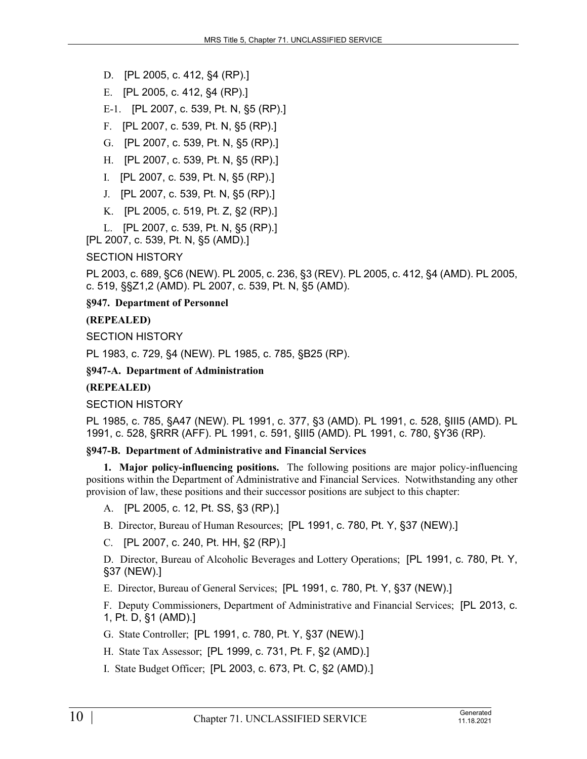D. [PL 2005, c. 412, §4 (RP).]

E. [PL 2005, c. 412, §4 (RP).]

E-1. [PL 2007, c. 539, Pt. N, §5 (RP).]

F. [PL 2007, c. 539, Pt. N, §5 (RP).]

G. [PL 2007, c. 539, Pt. N, §5 (RP).]

H. [PL 2007, c. 539, Pt. N, §5 (RP).]

I. [PL 2007, c. 539, Pt. N, §5 (RP).]

J. [PL 2007, c. 539, Pt. N, §5 (RP).]

K. [PL 2005, c. 519, Pt. Z, §2 (RP).]

L. [PL 2007, c. 539, Pt. N, §5 (RP).]

[PL 2007, c. 539, Pt. N, §5 (AMD).]

SECTION HISTORY

PL 2003, c. 689, §C6 (NEW). PL 2005, c. 236, §3 (REV). PL 2005, c. 412, §4 (AMD). PL 2005, c. 519, §§Z1,2 (AMD). PL 2007, c. 539, Pt. N, §5 (AMD).

**§947. Department of Personnel**

**(REPEALED)**

SECTION HISTORY

PL 1983, c. 729, §4 (NEW). PL 1985, c. 785, §B25 (RP).

**§947-A. Department of Administration**

**(REPEALED)**

SECTION HISTORY

PL 1985, c. 785, §A47 (NEW). PL 1991, c. 377, §3 (AMD). PL 1991, c. 528, §III5 (AMD). PL 1991, c. 528, §RRR (AFF). PL 1991, c. 591, §III5 (AMD). PL 1991, c. 780, §Y36 (RP).

**§947-B. Department of Administrative and Financial Services**

**1. Major policy-influencing positions.** The following positions are major policy-influencing positions within the Department of Administrative and Financial Services. Notwithstanding any other provision of law, these positions and their successor positions are subject to this chapter:

A. [PL 2005, c. 12, Pt. SS, §3 (RP).]

B. Director, Bureau of Human Resources; [PL 1991, c. 780, Pt. Y, §37 (NEW).]

C. [PL 2007, c. 240, Pt. HH, §2 (RP).]

D. Director, Bureau of Alcoholic Beverages and Lottery Operations; [PL 1991, c. 780, Pt. Y, §37 (NEW).]

E. Director, Bureau of General Services; [PL 1991, c. 780, Pt. Y, §37 (NEW).]

F. Deputy Commissioners, Department of Administrative and Financial Services; [PL 2013, c. 1, Pt. D, §1 (AMD).]

G. State Controller; [PL 1991, c. 780, Pt. Y, §37 (NEW).]

H. State Tax Assessor; [PL 1999, c. 731, Pt. F, §2 (AMD).]

I. State Budget Officer; [PL 2003, c. 673, Pt. C, §2 (AMD).]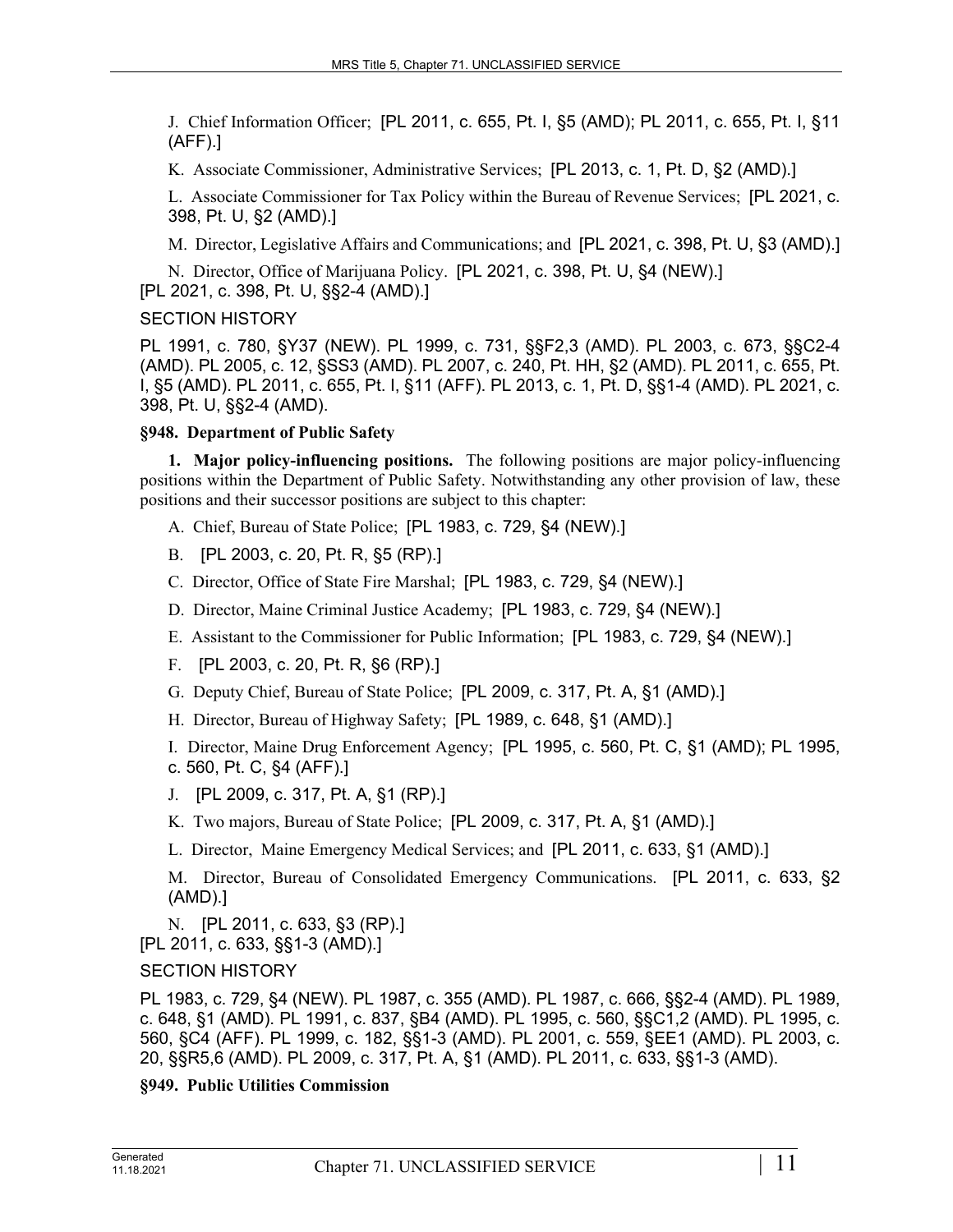J. Chief Information Officer; [PL 2011, c. 655, Pt. I, §5 (AMD); PL 2011, c. 655, Pt. I, §11 (AFF).]

K. Associate Commissioner, Administrative Services; [PL 2013, c. 1, Pt. D, §2 (AMD).]

L. Associate Commissioner for Tax Policy within the Bureau of Revenue Services; [PL 2021, c. 398, Pt. U, §2 (AMD).]

M. Director, Legislative Affairs and Communications; and [PL 2021, c. 398, Pt. U, §3 (AMD).]

N. Director, Office of Marijuana Policy. [PL 2021, c. 398, Pt. U, §4 (NEW).]

[PL 2021, c. 398, Pt. U, §§2-4 (AMD).]

SECTION HISTORY

PL 1991, c. 780, §Y37 (NEW). PL 1999, c. 731, §§F2,3 (AMD). PL 2003, c. 673, §§C2-4 (AMD). PL 2005, c. 12, §SS3 (AMD). PL 2007, c. 240, Pt. HH, §2 (AMD). PL 2011, c. 655, Pt. I, §5 (AMD). PL 2011, c. 655, Pt. I, §11 (AFF). PL 2013, c. 1, Pt. D, §§1-4 (AMD). PL 2021, c. 398, Pt. U, §§2-4 (AMD).

**§948. Department of Public Safety**

**1. Major policy-influencing positions.** The following positions are major policy-influencing positions within the Department of Public Safety. Notwithstanding any other provision of law, these positions and their successor positions are subject to this chapter:

A. Chief, Bureau of State Police; [PL 1983, c. 729, §4 (NEW).]

B. [PL 2003, c. 20, Pt. R, §5 (RP).]

C. Director, Office of State Fire Marshal; [PL 1983, c. 729, §4 (NEW).]

D. Director, Maine Criminal Justice Academy; [PL 1983, c. 729, §4 (NEW).]

E. Assistant to the Commissioner for Public Information; [PL 1983, c. 729, §4 (NEW).]

F. [PL 2003, c. 20, Pt. R, §6 (RP).]

G. Deputy Chief, Bureau of State Police; [PL 2009, c. 317, Pt. A, §1 (AMD).]

H. Director, Bureau of Highway Safety; [PL 1989, c. 648, §1 (AMD).]

I. Director, Maine Drug Enforcement Agency; [PL 1995, c. 560, Pt. C, §1 (AMD); PL 1995, c. 560, Pt. C, §4 (AFF).]

J. [PL 2009, c. 317, Pt. A, §1 (RP).]

K. Two majors, Bureau of State Police; [PL 2009, c. 317, Pt. A, §1 (AMD).]

L. Director, Maine Emergency Medical Services; and [PL 2011, c. 633, §1 (AMD).]

M. Director, Bureau of Consolidated Emergency Communications. [PL 2011, c. 633, §2 (AMD).]

N. [PL 2011, c. 633, §3 (RP).]

[PL 2011, c. 633, §§1-3 (AMD).]

SECTION HISTORY

PL 1983, c. 729, §4 (NEW). PL 1987, c. 355 (AMD). PL 1987, c. 666, §§2-4 (AMD). PL 1989, c. 648, §1 (AMD). PL 1991, c. 837, §B4 (AMD). PL 1995, c. 560, §§C1,2 (AMD). PL 1995, c. 560, §C4 (AFF). PL 1999, c. 182, §§1-3 (AMD). PL 2001, c. 559, §EE1 (AMD). PL 2003, c. 20, §§R5,6 (AMD). PL 2009, c. 317, Pt. A, §1 (AMD). PL 2011, c. 633, §§1-3 (AMD).

**§949. Public Utilities Commission**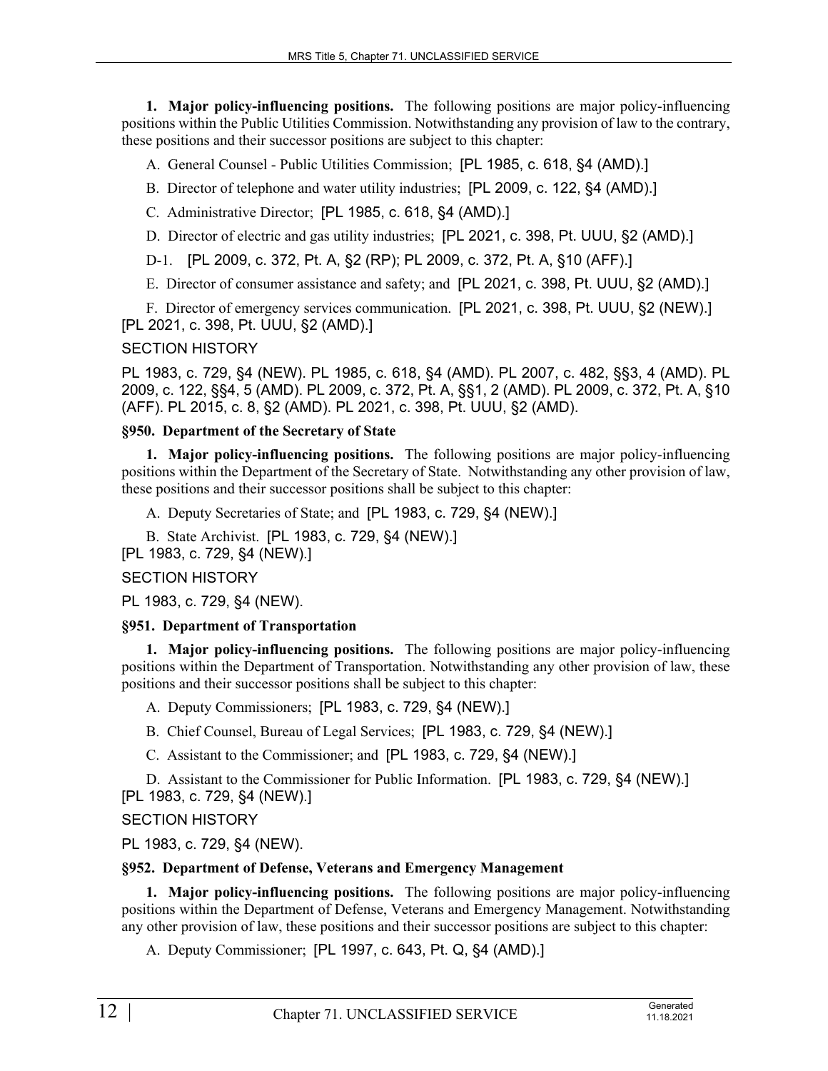**1. Major policy-influencing positions.** The following positions are major policy-influencing positions within the Public Utilities Commission. Notwithstanding any provision of law to the contrary, these positions and their successor positions are subject to this chapter:

A. General Counsel - Public Utilities Commission; [PL 1985, c. 618, §4 (AMD).]

B. Director of telephone and water utility industries; [PL 2009, c. 122, §4 (AMD).]

C. Administrative Director; [PL 1985, c. 618, §4 (AMD).]

D. Director of electric and gas utility industries; [PL 2021, c. 398, Pt. UUU, §2 (AMD).]

D-1. [PL 2009, c. 372, Pt. A, §2 (RP); PL 2009, c. 372, Pt. A, §10 (AFF).]

E. Director of consumer assistance and safety; and [PL 2021, c. 398, Pt. UUU, §2 (AMD).]

F. Director of emergency services communication. [PL 2021, c. 398, Pt. UUU, §2 (NEW).]

[PL 2021, c. 398, Pt. UUU, §2 (AMD).]

SECTION HISTORY

PL 1983, c. 729, §4 (NEW). PL 1985, c. 618, §4 (AMD). PL 2007, c. 482, §§3, 4 (AMD). PL 2009, c. 122, §§4, 5 (AMD). PL 2009, c. 372, Pt. A, §§1, 2 (AMD). PL 2009, c. 372, Pt. A, §10 (AFF). PL 2015, c. 8, §2 (AMD). PL 2021, c. 398, Pt. UUU, §2 (AMD).

### §950. Department of the Secretary of State

**1. Major policy-influencing positions.** The following positions are major policy-influencing positions within the Department of the Secretary of State. Notwithstanding any other provision of law, these positions and their successor positions shall be subject to this chapter:

A. Deputy Secretaries of State; and [PL 1983, c. 729, §4 (NEW).]

B. State Archivist. [PL 1983, c. 729, §4 (NEW).]

[PL 1983, c. 729, §4 (NEW).]

SECTION HISTORY

PL 1983, c. 729, §4 (NEW).

### §951. Department of Transportation

**1. Major policy-influencing positions.** The following positions are major policy-influencing positions within the Department of Transportation. Notwithstanding any other provision of law, these positions and their successor positions shall be subject to this chapter:

A. Deputy Commissioners; [PL 1983, c. 729, §4 (NEW).]

B. Chief Counsel, Bureau of Legal Services; [PL 1983, c. 729, §4 (NEW).]

C. Assistant to the Commissioner; and [PL 1983, c. 729, §4 (NEW).]

D. Assistant to the Commissioner for Public Information. [PL 1983, c. 729, §4 (NEW).]

[PL 1983, c. 729, §4 (NEW).]

SECTION HISTORY

PL 1983, c. 729, §4 (NEW).

### §952. Department of Defense, Veterans and Emergency Management

**1. Major policy-influencing positions.** The following positions are major policy-influencing positions within the Department of Defense, Veterans and Emergency Management. Notwithstanding any other provision of law, these positions and their successor positions are subject to this chapter:

A. Deputy Commissioner; [PL 1997, c. 643, Pt. Q, §4 (AMD).]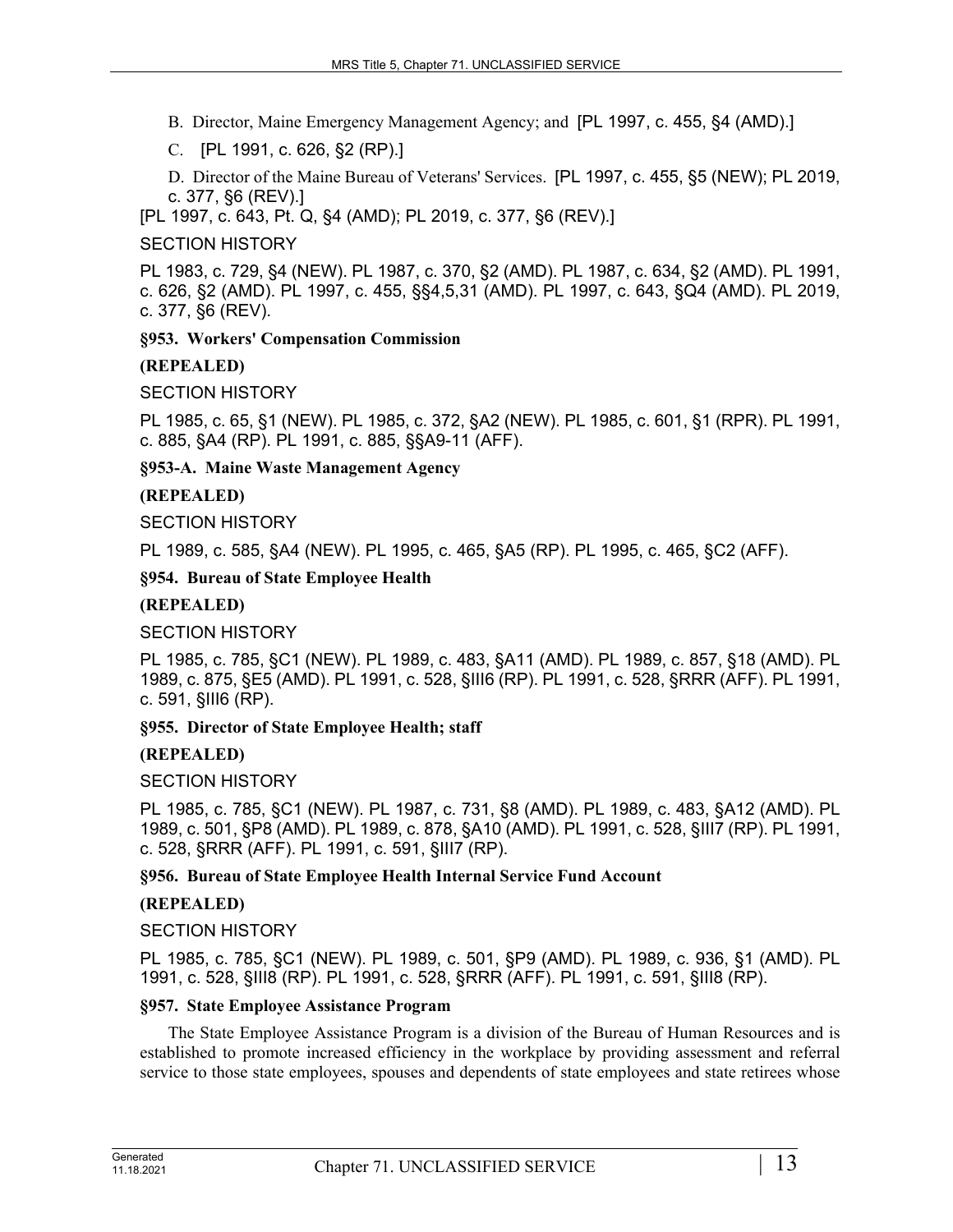B. Director, Maine Emergency Management Agency; and [PL 1997, c. 455, §4 (AMD).]

C. [PL 1991, c. 626, §2 (RP).]

D. Director of the Maine Bureau of Veterans' Services. [PL 1997, c. 455, §5 (NEW); PL 2019, c. 377, §6 (REV).]

[PL 1997, c. 643, Pt. Q, §4 (AMD); PL 2019, c. 377, §6 (REV).]

SECTION HISTORY

PL 1983, c. 729, §4 (NEW). PL 1987, c. 370, §2 (AMD). PL 1987, c. 634, §2 (AMD). PL 1991, c. 626, §2 (AMD). PL 1997, c. 455, §§4,5,31 (AMD). PL 1997, c. 643, §Q4 (AMD). PL 2019, c. 377, §6 (REV).

**§953. Workers' Compensation Commission**

**(REPEALED)**

SECTION HISTORY

PL 1985, c. 65, §1 (NEW). PL 1985, c. 372, §A2 (NEW). PL 1985, c. 601, §1 (RPR). PL 1991, c. 885, §A4 (RP). PL 1991, c. 885, §§A9-11 (AFF).

**§953-A. Maine Waste Management Agency**

**(REPEALED)**

SECTION HISTORY

PL 1989, c. 585, §A4 (NEW). PL 1995, c. 465, §A5 (RP). PL 1995, c. 465, §C2 (AFF).

**§954. Bureau of State Employee Health**

**(REPEALED)**

SECTION HISTORY

PL 1985, c. 785, §C1 (NEW). PL 1989, c. 483, §A11 (AMD). PL 1989, c. 857, §18 (AMD). PL 1989, c. 875, §E5 (AMD). PL 1991, c. 528, §III6 (RP). PL 1991, c. 528, §RRR (AFF). PL 1991, c. 591, §III6 (RP).

**§955. Director of State Employee Health; staff**

**(REPEALED)**

SECTION HISTORY

PL 1985, c. 785, §C1 (NEW). PL 1987, c. 731, §8 (AMD). PL 1989, c. 483, §A12 (AMD). PL 1989, c. 501, §P8 (AMD). PL 1989, c. 878, §A10 (AMD). PL 1991, c. 528, §III7 (RP). PL 1991, c. 528, §RRR (AFF). PL 1991, c. 591, §III7 (RP).

**§956. Bureau of State Employee Health Internal Service Fund Account**

**(REPEALED)**

SECTION HISTORY

PL 1985, c. 785, §C1 (NEW). PL 1989, c. 501, §P9 (AMD). PL 1989, c. 936, §1 (AMD). PL 1991, c. 528, §III8 (RP). PL 1991, c. 528, §RRR (AFF). PL 1991, c. 591, §III8 (RP).

**§957. State Employee Assistance Program**

The State Employee Assistance Program is a division of the Bureau of Human Resources and is established to promote increased efficiency in the workplace by providing assessment and referral service to those state employees, spouses and dependents of state employees and state retirees whose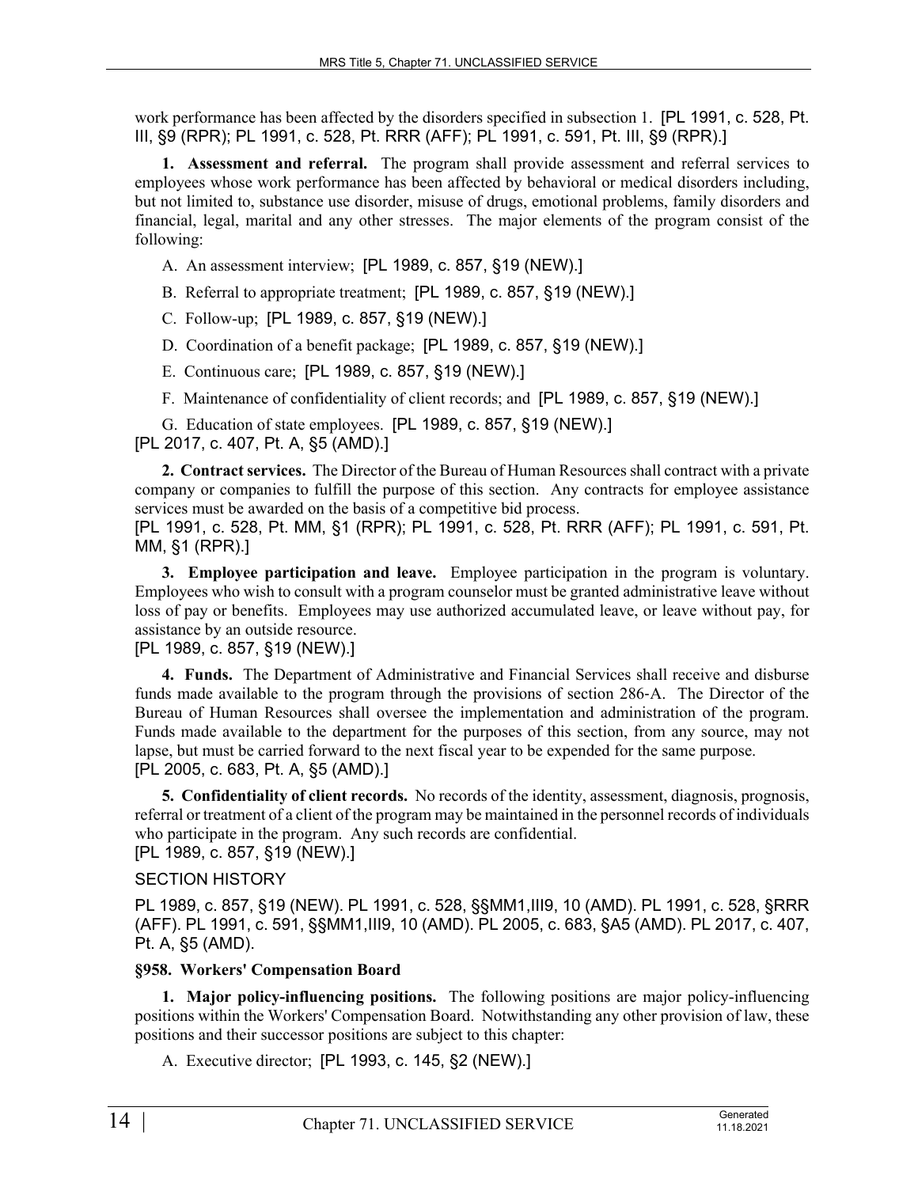work performance has been affected by the disorders specified in subsection 1. [PL 1991, c. 528, Pt. III, §9 (RPR); PL 1991, c. 528, Pt. RRR (AFF); PL 1991, c. 591, Pt. III, §9 (RPR).]

**1. Assessment and referral.** The program shall provide assessment and referral services to employees whose work performance has been affected by behavioral or medical disorders including, but not limited to, substance use disorder, misuse of drugs, emotional problems, family disorders and financial, legal, marital and any other stresses. The major elements of the program consist of the following:

A. An assessment interview; [PL 1989, c. 857, §19 (NEW).]

B. Referral to appropriate treatment; [PL 1989, c. 857, §19 (NEW).]

C. Follow-up; [PL 1989, c. 857, §19 (NEW).]

D. Coordination of a benefit package; [PL 1989, c. 857, §19 (NEW).]

E. Continuous care; [PL 1989, c. 857, §19 (NEW).]

F. Maintenance of confidentiality of client records; and [PL 1989, c. 857, §19 (NEW).]

G. Education of state employees. [PL 1989, c. 857, §19 (NEW).]

[PL 2017, c. 407, Pt. A, §5 (AMD).]

**2. Contract services.** The Director of the Bureau of Human Resources shall contract with a private company or companies to fulfill the purpose of this section. Any contracts for employee assistance services must be awarded on the basis of a competitive bid process.

[PL 1991, c. 528, Pt. MM, §1 (RPR); PL 1991, c. 528, Pt. RRR (AFF); PL 1991, c. 591, Pt. MM, §1 (RPR).]

**3. Employee participation and leave.** Employee participation in the program is voluntary. Employees who wish to consult with a program counselor must be granted administrative leave without loss of pay or benefits. Employees may use authorized accumulated leave, or leave without pay, for assistance by an outside resource.

[PL 1989, c. 857, §19 (NEW).]

**4. Funds.** The Department of Administrative and Financial Services shall receive and disburse funds made available to the program through the provisions of section 286-A. The Director of the Bureau of Human Resources shall oversee the implementation and administration of the program. Funds made available to the department for the purposes of this section, from any source, may not lapse, but must be carried forward to the next fiscal year to be expended for the same purpose.

[PL 2005, c. 683, Pt. A, §5 (AMD).]

**5. Confidentiality of client records.** No records of the identity, assessment, diagnosis, prognosis, referral or treatment of a client of the program may be maintained in the personnel records of individuals who participate in the program. Any such records are confidential.

[PL 1989, c. 857, §19 (NEW).]

SECTION HISTORY

PL 1989, c. 857, §19 (NEW). PL 1991, c. 528, §§MM1,III9, 10 (AMD). PL 1991, c. 528, §RRR (AFF). PL 1991, c. 591, §§MM1,III9, 10 (AMD). PL 2005, c. 683, §A5 (AMD). PL 2017, c. 407, Pt. A, §5 (AMD).

### §958. Workers' Compensation Board

**1. Major policy-influencing positions.** The following positions are major policy-influencing positions within the Workers' Compensation Board. Notwithstanding any other provision of law, these positions and their successor positions are subject to this chapter:

A. Executive director; [PL 1993, c. 145, §2 (NEW).]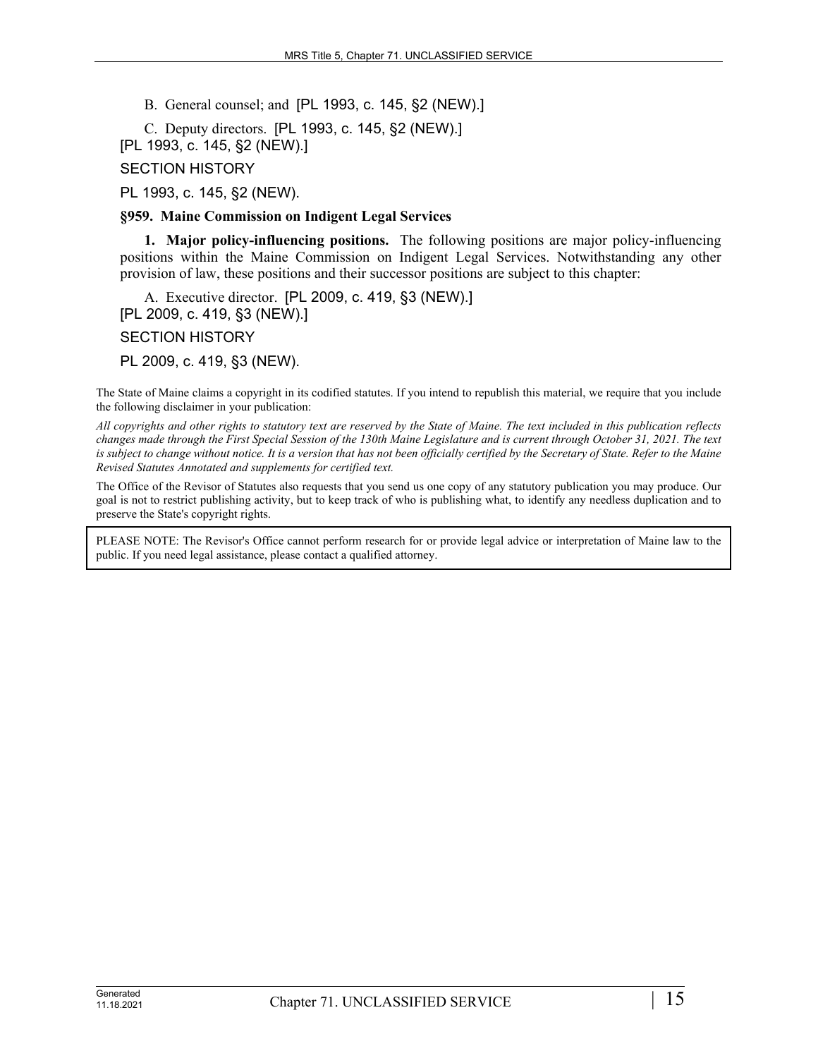B. General counsel; and [PL 1993, c. 145, §2 (NEW).]

C. Deputy directors. [PL 1993, c. 145, §2 (NEW).]

[PL 1993, c. 145, §2 (NEW).]

SECTION HISTORY

PL 1993, c. 145, §2 (NEW).

**§959. Maine Commission on Indigent Legal Services**

**1. Major policy-influencing positions.** The following positions are major policy-influencing positions within the Maine Commission on Indigent Legal Services. Notwithstanding any other provision of law, these positions and their successor positions are subject to this chapter:

A. Executive director. [PL 2009, c. 419, §3 (NEW).]

[PL 2009, c. 419, §3 (NEW).]

SECTION HISTORY

PL 2009, c. 419, §3 (NEW).

The State of Maine claims a copyright in its codified statutes. If you intend to republish this material, we require that you include the following disclaimer in your publication:

*All copyrights and other rights to statutory text are reserved by the State of Maine. The text included in this publication reflects changes made through the First Special Session of the 130th Maine Legislature and is current through October 31, 2021. The text is subject to change without notice. It is a version that has not been officially certified by the Secretary of State. Refer to the Maine Revised Statutes Annotated and supplements for certified text.*

The Office of the Revisor of Statutes also requests that you send us one copy of any statutory publication you may produce. Our goal is not to restrict publishing activity, but to keep track of who is publishing what, to identify any needless duplication and to preserve the State's copyright rights.

PLEASE NOTE: The Revisor's Office cannot perform research for or provide legal advice or interpretation of Maine law to the public. If you need legal assistance, please contact a qualified attorney.